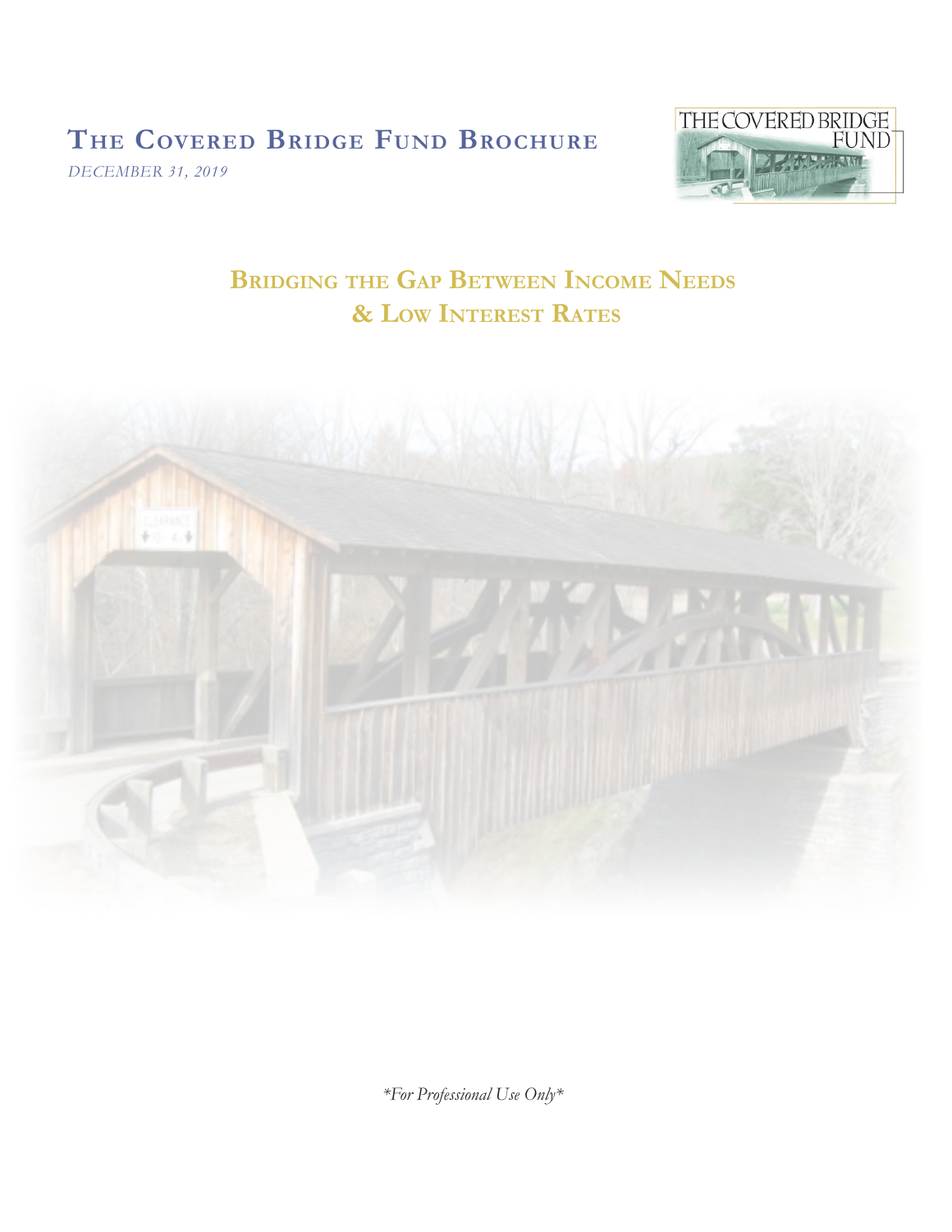# The Covered Bridge Fund Brochure

*DECEMBER 31, 2019*

## Bridging the Gap Between Income Needs & Low Interest Rates

*\*For Professional Use Only\**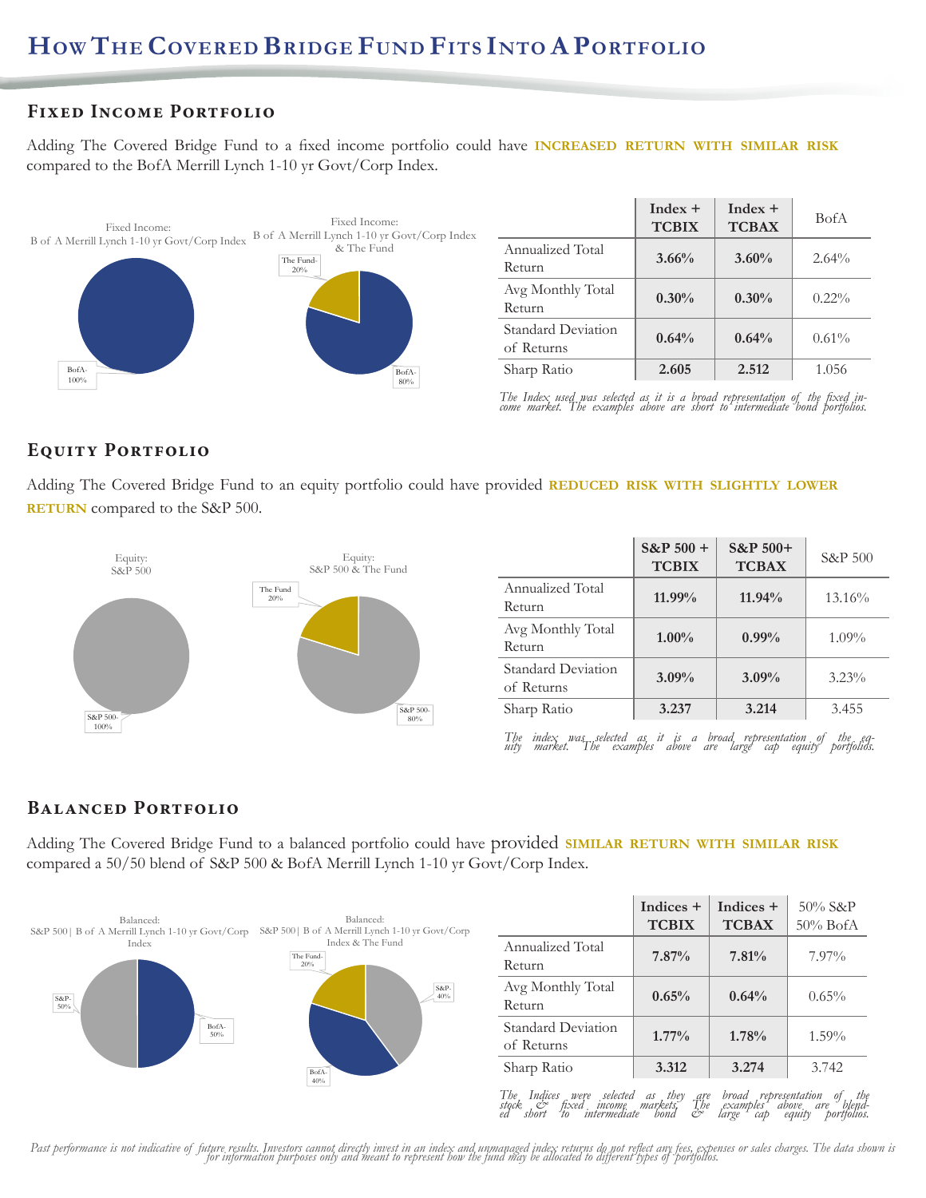# How The Covered Bridge Fund Fits Into A Portfolio

## Fixed Income Portfolio

Adding The Covered Bridge Fund to a fixed income portfolio could have **INCREASED RETURN WITH SIMILAR RISK** compared to the BofA Merrill Lynch 1-10 yr Govt/Corp Index.

Fixed Income:
B of A Merrill Lynch 1-10 yr Govt/Corp Index

BofA-100%

Fixed Income:
B of A Merrill Lynch 1-10 yr Govt/Corp Index & The Fund

The Fund-20%
BofA-80%

| | Index + TCBIX | Index + TCBAX | BofA |
|---|---|---|---|
| Annualized Total Return | **3.66%** | **3.60%** | 2.64% |
| Avg Monthly Total Return | **0.30%** | **0.30%** | 0.22% |
| Standard Deviation of Returns | **0.64%** | **0.64%** | 0.61% |
| Sharp Ratio | **2.605** | **2.512** | 1.056 |

*The Index used was selected as it is a broad representation of the fixed income market. The examples above are short to intermediate bond portfolios.*

## Equity Portfolio

Adding The Covered Bridge Fund to an equity portfolio could have provided **REDUCED RISK WITH SLIGHTLY LOWER RETURN** compared to the S&P 500.

Equity:
S&P 500

S&P 500-100%

Equity:
S&P 500 & The Fund

The Fund 20%
S&P 500-80%

| | S&P 500 + TCBIX | S&P 500+ TCBAX | S&P 500 |
|---|---|---|---|
| Annualized Total Return | **11.99%** | **11.94%** | 13.16% |
| Avg Monthly Total Return | **1.00%** | **0.99%** | 1.09% |
| Standard Deviation of Returns | **3.09%** | **3.09%** | 3.23% |
| Sharp Ratio | **3.237** | **3.214** | 3.455 |

*The index was selected as it is a broad representation of the equity market. The examples above are large cap equity portfolios.*

## Balanced Portfolio

Adding The Covered Bridge Fund to a balanced portfolio could have provided **SIMILAR RETURN WITH SIMILAR RISK** compared a 50/50 blend of S&P 500 & BofA Merrill Lynch 1-10 yr Govt/Corp Index.

Balanced:
S&P 500 | B of A Merrill Lynch 1-10 yr Govt/Corp Index

S&P-50%
BofA-50%

Balanced:
S&P 500 | B of A Merrill Lynch 1-10 yr Govt/Corp Index & The Fund

The Fund-20%
S&P-40%
BofA-40%

| | Indices + TCBIX | Indices + TCBAX | 50% S&P 50% BofA |
|---|---|---|---|
| Annualized Total Return | **7.87%** | **7.81%** | 7.97% |
| Avg Monthly Total Return | **0.65%** | **0.64%** | 0.65% |
| Standard Deviation of Returns | **1.77%** | **1.78%** | 1.59% |
| Sharp Ratio | **3.312** | **3.274** | 3.742 |

*The Indices were selected as they are broad representation of the stock & fixed income markets. The examples above are blended short to intermediate bond & large cap equity portfolios.*

*Past performance is not indicative of future results. Investors cannot directly invest in an index and unmanaged index returns do not reflect any fees, expenses or sales charges. The data shown is for information purposes only and meant to represent how the fund may be allocated to different types of portfolios.*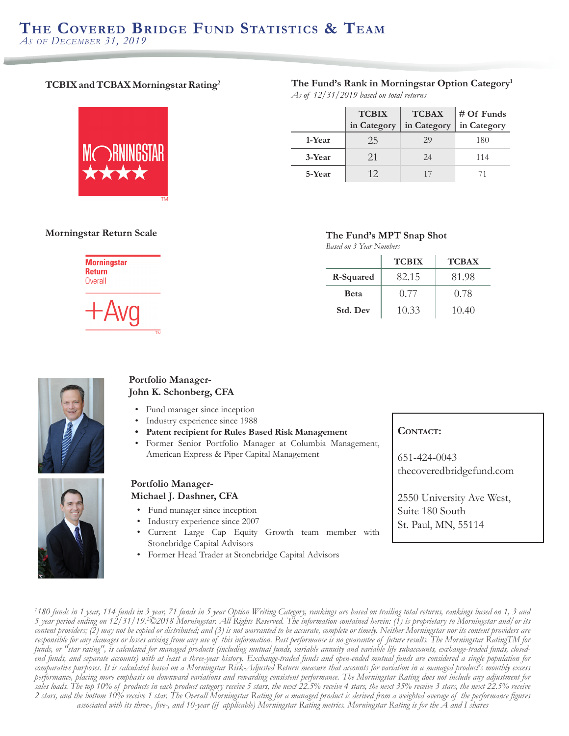# The Covered Bridge Fund Statistics & Team

*As of December 31, 2019*

### TCBIX and TCBAX Morningstar Rating[2]

MORNINGSTAR ★★★★

### Morningstar Return Scale

Morningstar Return Overall

+Avg

### The Fund's Rank in Morningstar Option Category[1]

*As of 12/31/2019 based on total returns*

| | TCBIX in Category | TCBAX in Category | # Of Funds in Category |
|---|---|---|---|
| 1-Year | 25 | 29 | 180 |
| 3-Year | 21 | 24 | 114 |
| 5-Year | 12 | 17 | 71 |

### The Fund's MPT Snap Shot

*Based on 3 Year Numbers*

| | TCBIX | TCBAX |
|---|---|---|
| R-Squared | 82.15 | 81.98 |
| Beta | 0.77 | 0.78 |
| Std. Dev | 10.33 | 10.40 |

### Portfolio Manager- John K. Schonberg, CFA

- Fund manager since inception
- Industry experience since 1988
- **Patent recipient for Rules Based Risk Management**
- Former Senior Portfolio Manager at Columbia Management, American Express & Piper Capital Management

### Portfolio Manager- Michael J. Dashner, CFA

- Fund manager since inception
- Industry experience since 2007
- Current Large Cap Equity Growth team member with Stonebridge Capital Advisors
- Former Head Trader at Stonebridge Capital Advisors

**Contact:**

651-424-0043
thecoveredbridgefund.com

2550 University Ave West,
Suite 180 South
St. Paul, MN, 55114

*[1]180 funds in 1 year, 114 funds in 3 year, 71 funds in 5 year Option Writing Category, rankings are based on trailing total returns, rankings based on 1, 3 and 5 year period ending on 12/31/19.[2]©2018 Morningstar. All Rights Reserved. The information contained herein: (1) is proprietary to Morningstar and/or its content providers; (2) may not be copied or distributed; and (3) is not warranted to be accurate, complete or timely. Neither Morningstar nor its content providers are responsible for any damages or losses arising from any use of this information. Past performance is no guarantee of future results. The Morningstar RatingTM for funds, or "star rating", is calculated for managed products (including mutual funds, variable annuity and variable life subaccounts, exchange-traded funds, closed-end funds, and separate accounts) with at least a three-year history. Exchange-traded funds and open-ended mutual funds are considered a single population for comparative purposes. It is calculated based on a Morningstar Risk-Adjusted Return measure that accounts for variation in a managed product's monthly excess performance, placing more emphasis on downward variations and rewarding consistent performance. The Morningstar Rating does not include any adjustment for sales loads. The top 10% of products in each product category receive 5 stars, the next 22.5% receive 4 stars, the next 35% receive 3 stars, the next 22.5% receive 2 stars, and the bottom 10% receive 1 star. The Overall Morningstar Rating for a managed product is derived from a weighted average of the performance figures associated with its three-, five-, and 10-year (if applicable) Morningstar Rating metrics. Morningstar Rating is for the A and I shares*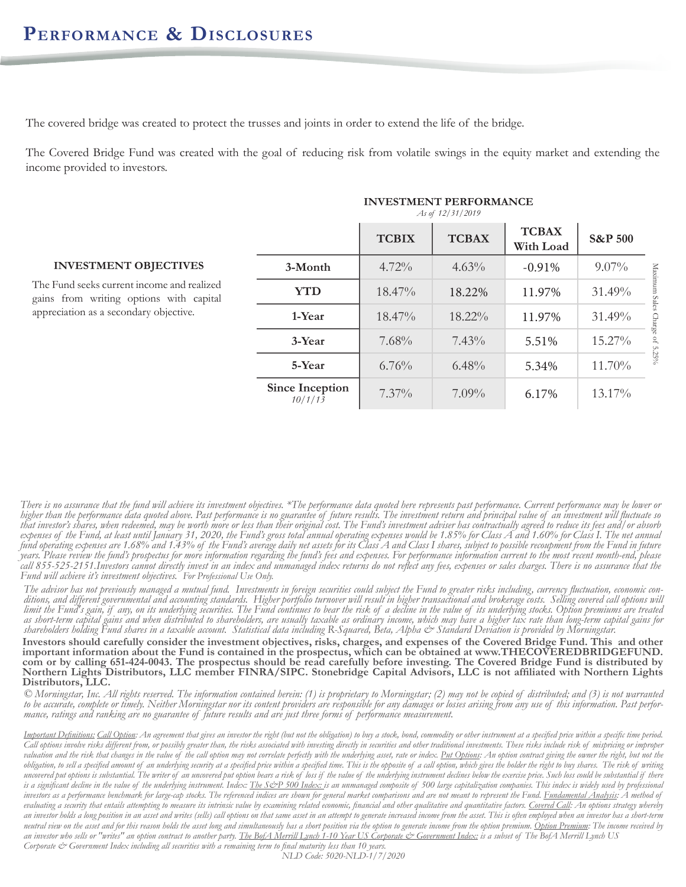# Performance & Disclosures

The covered bridge was created to protect the trusses and joints in order to extend the life of the bridge.

The Covered Bridge Fund was created with the goal of reducing risk from volatile swings in the equity market and extending the income provided to investors.

### INVESTMENT OBJECTIVES

The Fund seeks current income and realized gains from writing options with capital appreciation as a secondary objective.

### INVESTMENT PERFORMANCE

*As of 12/31/2019*

| | TCBIX | TCBAX | TCBAX With Load | S&P 500 |
|---|---|---|---|---|
| 3-Month | 4.72% | 4.63% | -0.91% | 9.07% |
| YTD | 18.47% | 18.22% | 11.97% | 31.49% |
| 1-Year | 18.47% | 18.22% | 11.97% | 31.49% |
| 3-Year | 7.68% | 7.43% | 5.51% | 15.27% |
| 5-Year | 6.76% | 6.48% | 5.34% | 11.70% |
| Since Inception *10/1/13* | 7.37% | 7.09% | 6.17% | 13.17% |

Maximum Sales Charge of 5.25%

*There is no assurance that the fund will achieve its investment objectives. *The performance data quoted here represents past performance. Current performance may be lower or higher than the performance data quoted above. Past performance is no guarantee of future results. The investment return and principal value of an investment will fluctuate so that investor's shares, when redeemed, may be worth more or less than their original cost. The Fund's investment adviser has contractually agreed to reduce its fees and/or absorb expenses of the Fund, at least until January 31, 2020, the Fund's gross total annual operating expenses would be 1.85% for Class A and 1.60% for Class I. The net annual fund operating expenses are 1.68% and 1.43% of the Fund's average daily net assets for its Class A and Class I shares, subject to possible recoupment from the Fund in future years. Please review the fund's prospectus for more information regarding the fund's fees and expenses. For performance information current to the most recent month-end, please call 855-525-2151.Investors cannot directly invest in an index and unmanaged index returns do not reflect any fees, expenses or sales charges. There is no assurance that the Fund will achieve its investment objectives. For Professional Use Only.*

*The advisor has not previously managed a mutual fund. Investments in foreign securities could subject the Fund to greater risks including, currency fluctuation, economic conditions, and different governmental and accounting standards. Higher portfolio turnover will result in higher transactional and brokerage costs. Selling covered call options will limit the Fund's gain, if any, on its underlying securities. The Fund continues to bear the risk of a decline in the value of its underlying stocks. Option premiums are treated as short-term capital gains and when distributed to shareholders, are usually taxable as ordinary income, which may have a higher tax rate than long-term capital gains for shareholders holding Fund shares in a taxable account. Statistical data including R-Squared, Beta, Alpha & Standard Deviation is provided by Morningstar.*

**Investors should carefully consider the investment objectives, risks, charges, and expenses of the Covered Bridge Fund. This and other important information about the Fund is contained in the prospectus, which can be obtained at www.THECOVEREDBRIDGEFUND.com or by calling 651-424-0043. The prospectus should be read carefully before investing. The Covered Bridge Fund is distributed by Northern Lights Distributors, LLC member FINRA/SIPC. Stonebridge Capital Advisors, LLC is not affiliated with Northern Lights Distributors, LLC.**

*© Morningstar, Inc. All rights reserved. The information contained herein: (1) is proprietary to Morningstar; (2) may not be copied of distributed; and (3) is not warranted to be accurate, complete or timely. Neither Morningstar nor its content providers are responsible for any damages or losses arising from any use of this information. Past performance, ratings and ranking are no guarantee of future results and are just three forms of performance measurement.*

*Important Definitions: Call Option: An agreement that gives an investor the right (but not the obligation) to buy a stock, bond, commodity or other instrument at a specified price within a specific time period. Call options involve risks different from, or possibly greater than, the risks associated with investing directly in securities and other traditional investments. These risks include risk of mispricing or improper valuation and the risk that changes in the value of the call option may not correlate perfectly with the underlying asset, rate or index. Put Options: An option contract giving the owner the right, but not the obligation, to sell a specified amount of an underlying security at a specified price within a specified time. This is the opposite of a call option, which gives the holder the right to buy shares. The risk of writing uncovered put options is substantial. The writer of an uncovered put option bears a risk of loss if the value of the underlying instrument declines below the exercise price. Such loss could be substantial if there is a significant decline in the value of the underlying instrument. Index: The S&P 500 Index: is an unmanaged composite of 500 large capitalization companies. This index is widely used by professional investors as a performance benchmark for large-cap stocks. The referenced indices are shown for general market comparisons and are not meant to represent the Fund. Fundamental Analysis: A method of evaluating a security that entails attempting to measure its intrinsic value by examining related economic, financial and other qualitative and quantitative factors. Covered Call: An options strategy whereby an investor holds a long position in an asset and writes (sells) call options on that same asset in an attempt to generate increased income from the asset. This is often employed when an investor has a short-term neutral view on the asset and for this reason holds the asset long and simultaneously has a short position via the option to generate income from the option premium. Option Premium: The income received by an investor who sells or "writes" an option contract to another party. The BofA Merrill Lynch 1-10 Year US Corporate & Government Index: is a subset of The BofA Merrill Lynch US Corporate & Government Index including all securities with a remaining term to final maturity less than 10 years.*

*NLD Code: 5020-NLD-1/7/2020*